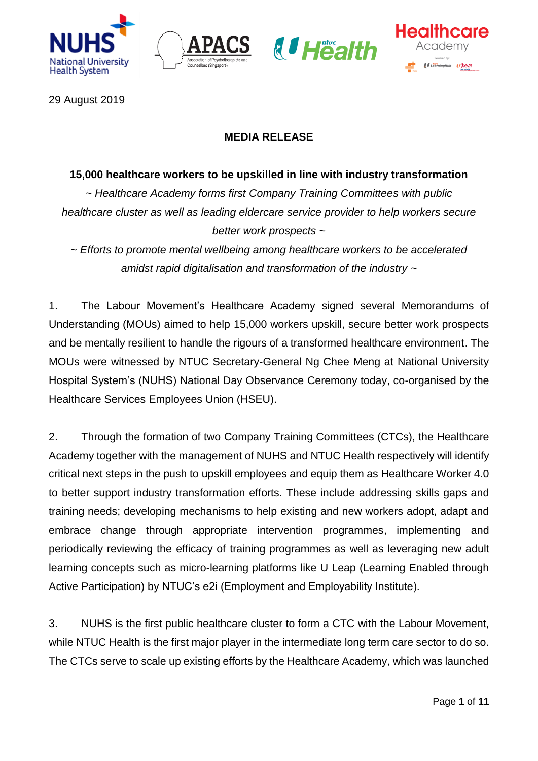29 August 2019

**MEDIA RELEASE**

**15,000 healthcare workers to be upskilled in line with industry transformation**

*~ Healthcare Academy forms first Company Training Committees with public healthcare cluster as well as leading eldercare service provider to help workers secure better work prospects ~*

*~ Efforts to promote mental wellbeing among healthcare workers to be accelerated amidst rapid digitalisation and transformation of the industry ~*

1. The Labour Movement's Healthcare Academy signed several Memorandums of Understanding (MOUs) aimed to help 15,000 workers upskill, secure better work prospects and be mentally resilient to handle the rigours of a transformed healthcare environment. The MOUs were witnessed by NTUC Secretary-General Ng Chee Meng at National University Hospital System's (NUHS) National Day Observance Ceremony today, co-organised by the Healthcare Services Employees Union (HSEU).

2. Through the formation of two Company Training Committees (CTCs), the Healthcare Academy together with the management of NUHS and NTUC Health respectively will identify critical next steps in the push to upskill employees and equip them as Healthcare Worker 4.0 to better support industry transformation efforts. These include addressing skills gaps and training needs; developing mechanisms to help existing and new workers adopt, adapt and embrace change through appropriate intervention programmes, implementing and periodically reviewing the efficacy of training programmes as well as leveraging new adult learning concepts such as micro-learning platforms like U Leap (Learning Enabled through Active Participation) by NTUC's e2i (Employment and Employability Institute).

3. NUHS is the first public healthcare cluster to form a CTC with the Labour Movement, while NTUC Health is the first major player in the intermediate long term care sector to do so. The CTCs serve to scale up existing efforts by the Healthcare Academy, which was launched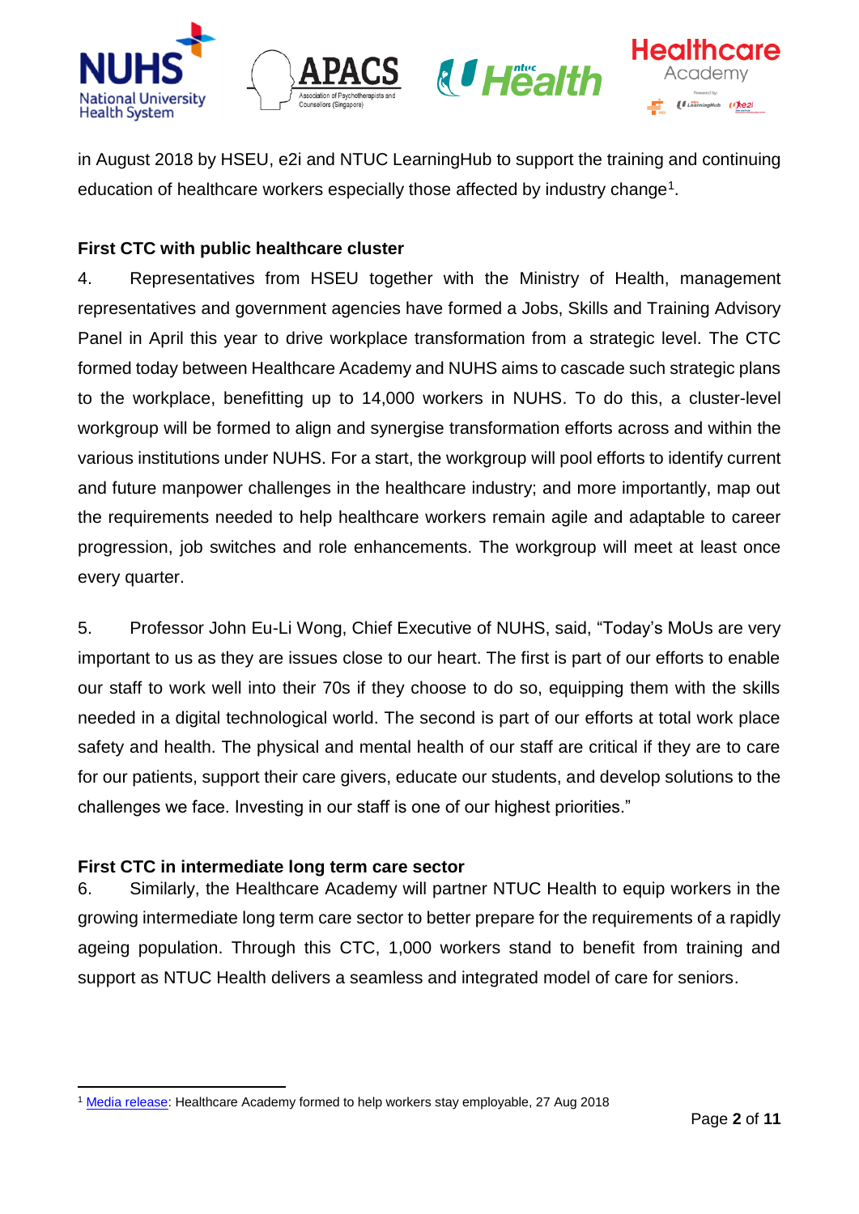in August 2018 by HSEU, e2i and NTUC LearningHub to support the training and continuing education of healthcare workers especially those affected by industry change[1].

**First CTC with public healthcare cluster**

4. Representatives from HSEU together with the Ministry of Health, management representatives and government agencies have formed a Jobs, Skills and Training Advisory Panel in April this year to drive workplace transformation from a strategic level. The CTC formed today between Healthcare Academy and NUHS aims to cascade such strategic plans to the workplace, benefitting up to 14,000 workers in NUHS. To do this, a cluster-level workgroup will be formed to align and synergise transformation efforts across and within the various institutions under NUHS. For a start, the workgroup will pool efforts to identify current and future manpower challenges in the healthcare industry; and more importantly, map out the requirements needed to help healthcare workers remain agile and adaptable to career progression, job switches and role enhancements. The workgroup will meet at least once every quarter.

5. Professor John Eu-Li Wong, Chief Executive of NUHS, said, "Today's MoUs are very important to us as they are issues close to our heart. The first is part of our efforts to enable our staff to work well into their 70s if they choose to do so, equipping them with the skills needed in a digital technological world. The second is part of our efforts at total work place safety and health. The physical and mental health of our staff are critical if they are to care for our patients, support their care givers, educate our students, and develop solutions to the challenges we face. Investing in our staff is one of our highest priorities."

**First CTC in intermediate long term care sector**

6. Similarly, the Healthcare Academy will partner NTUC Health to equip workers in the growing intermediate long term care sector to better prepare for the requirements of a rapidly ageing population. Through this CTC, 1,000 workers stand to benefit from training and support as NTUC Health delivers a seamless and integrated model of care for seniors.

---

[1] Media release: Healthcare Academy formed to help workers stay employable, 27 Aug 2018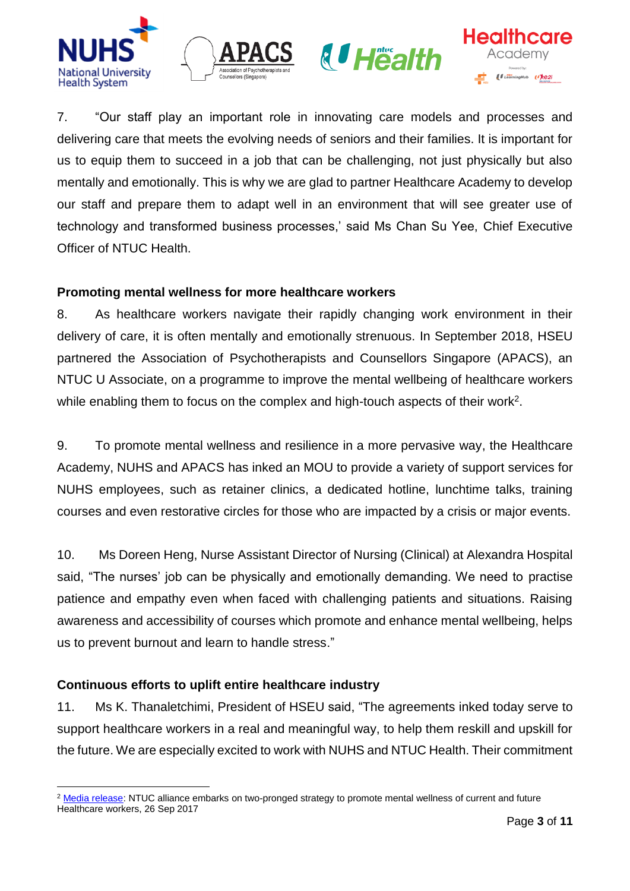7. “Our staff play an important role in innovating care models and processes and delivering care that meets the evolving needs of seniors and their families. It is important for us to equip them to succeed in a job that can be challenging, not just physically but also mentally and emotionally. This is why we are glad to partner Healthcare Academy to develop our staff and prepare them to adapt well in an environment that will see greater use of technology and transformed business processes,’ said Ms Chan Su Yee, Chief Executive Officer of NTUC Health.

**Promoting mental wellness for more healthcare workers**

8. As healthcare workers navigate their rapidly changing work environment in their delivery of care, it is often mentally and emotionally strenuous. In September 2018, HSEU partnered the Association of Psychotherapists and Counsellors Singapore (APACS), an NTUC U Associate, on a programme to improve the mental wellbeing of healthcare workers while enabling them to focus on the complex and high-touch aspects of their work[2].

9. To promote mental wellness and resilience in a more pervasive way, the Healthcare Academy, NUHS and APACS has inked an MOU to provide a variety of support services for NUHS employees, such as retainer clinics, a dedicated hotline, lunchtime talks, training courses and even restorative circles for those who are impacted by a crisis or major events.

10. Ms Doreen Heng, Nurse Assistant Director of Nursing (Clinical) at Alexandra Hospital said, “The nurses’ job can be physically and emotionally demanding. We need to practise patience and empathy even when faced with challenging patients and situations. Raising awareness and accessibility of courses which promote and enhance mental wellbeing, helps us to prevent burnout and learn to handle stress.”

**Continuous efforts to uplift entire healthcare industry**

11. Ms K. Thanaletchimi, President of HSEU said, “The agreements inked today serve to support healthcare workers in a real and meaningful way, to help them reskill and upskill for the future. We are especially excited to work with NUHS and NTUC Health. Their commitment

[2] Media release: NTUC alliance embarks on two-pronged strategy to promote mental wellness of current and future Healthcare workers, 26 Sep 2017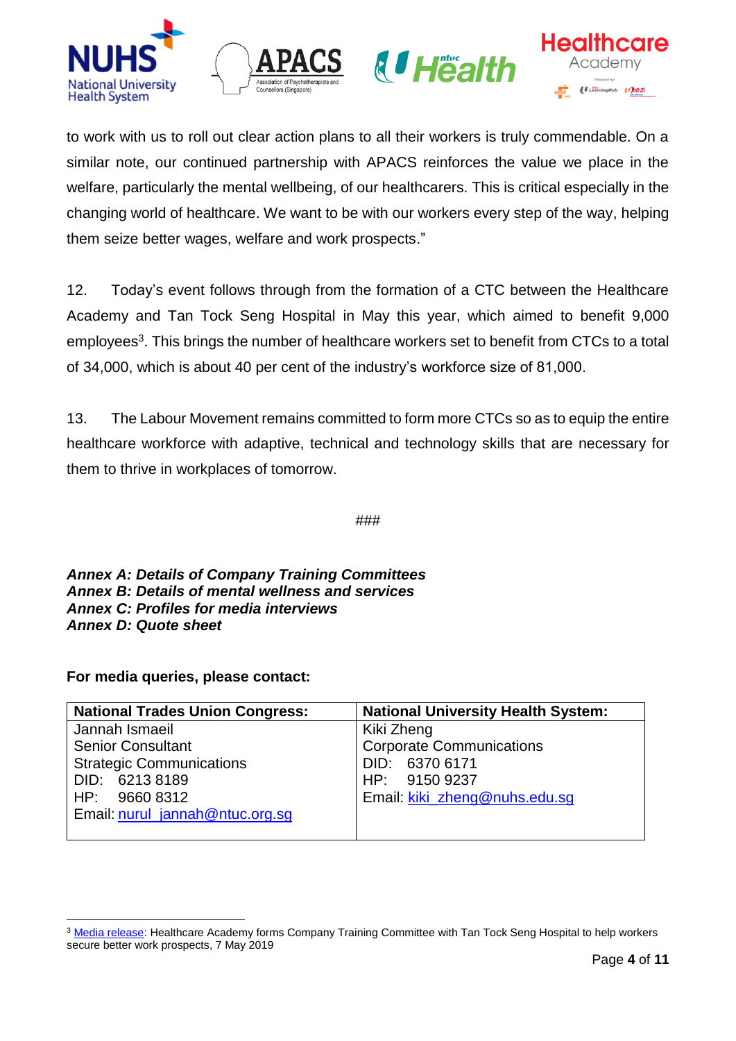to work with us to roll out clear action plans to all their workers is truly commendable. On a similar note, our continued partnership with APACS reinforces the value we place in the welfare, particularly the mental wellbeing, of our healthcarers. This is critical especially in the changing world of healthcare. We want to be with our workers every step of the way, helping them seize better wages, welfare and work prospects."

12. Today's event follows through from the formation of a CTC between the Healthcare Academy and Tan Tock Seng Hospital in May this year, which aimed to benefit 9,000 employees[3]. This brings the number of healthcare workers set to benefit from CTCs to a total of 34,000, which is about 40 per cent of the industry's workforce size of 81,000.

13. The Labour Movement remains committed to form more CTCs so as to equip the entire healthcare workforce with adaptive, technical and technology skills that are necessary for them to thrive in workplaces of tomorrow.

###

***Annex A: Details of Company Training Committees***
***Annex B: Details of mental wellness and services***
***Annex C: Profiles for media interviews***
***Annex D: Quote sheet***

**For media queries, please contact:**

| **National Trades Union Congress:** | **National University Health System:** |
|---|---|
| Jannah Ismaeil<br>Senior Consultant<br>Strategic Communications<br>DID: 6213 8189<br>HP: 9660 8312<br>Email: nurul_jannah@ntuc.org.sg | Kiki Zheng<br>Corporate Communications<br>DID: 6370 6171<br>HP: 9150 9237<br>Email: kiki_zheng@nuhs.edu.sg |

[3] Media release: Healthcare Academy forms Company Training Committee with Tan Tock Seng Hospital to help workers secure better work prospects, 7 May 2019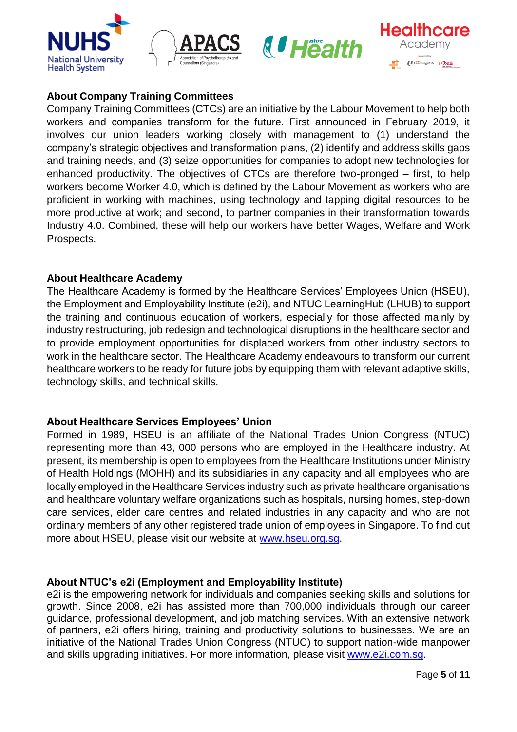## About Company Training Committees

Company Training Committees (CTCs) are an initiative by the Labour Movement to help both workers and companies transform for the future. First announced in February 2019, it involves our union leaders working closely with management to (1) understand the company's strategic objectives and transformation plans, (2) identify and address skills gaps and training needs, and (3) seize opportunities for companies to adopt new technologies for enhanced productivity. The objectives of CTCs are therefore two-pronged – first, to help workers become Worker 4.0, which is defined by the Labour Movement as workers who are proficient in working with machines, using technology and tapping digital resources to be more productive at work; and second, to partner companies in their transformation towards Industry 4.0. Combined, these will help our workers have better Wages, Welfare and Work Prospects.

## About Healthcare Academy

The Healthcare Academy is formed by the Healthcare Services' Employees Union (HSEU), the Employment and Employability Institute (e2i), and NTUC LearningHub (LHUB) to support the training and continuous education of workers, especially for those affected mainly by industry restructuring, job redesign and technological disruptions in the healthcare sector and to provide employment opportunities for displaced workers from other industry sectors to work in the healthcare sector. The Healthcare Academy endeavours to transform our current healthcare workers to be ready for future jobs by equipping them with relevant adaptive skills, technology skills, and technical skills.

## About Healthcare Services Employees' Union

Formed in 1989, HSEU is an affiliate of the National Trades Union Congress (NTUC) representing more than 43, 000 persons who are employed in the Healthcare industry. At present, its membership is open to employees from the Healthcare Institutions under Ministry of Health Holdings (MOHH) and its subsidiaries in any capacity and all employees who are locally employed in the Healthcare Services industry such as private healthcare organisations and healthcare voluntary welfare organizations such as hospitals, nursing homes, step-down care services, elder care centres and related industries in any capacity and who are not ordinary members of any other registered trade union of employees in Singapore. To find out more about HSEU, please visit our website at www.hseu.org.sg.

## About NTUC's e2i (Employment and Employability Institute)

e2i is the empowering network for individuals and companies seeking skills and solutions for growth. Since 2008, e2i has assisted more than 700,000 individuals through our career guidance, professional development, and job matching services. With an extensive network of partners, e2i offers hiring, training and productivity solutions to businesses. We are an initiative of the National Trades Union Congress (NTUC) to support nation-wide manpower and skills upgrading initiatives. For more information, please visit www.e2i.com.sg.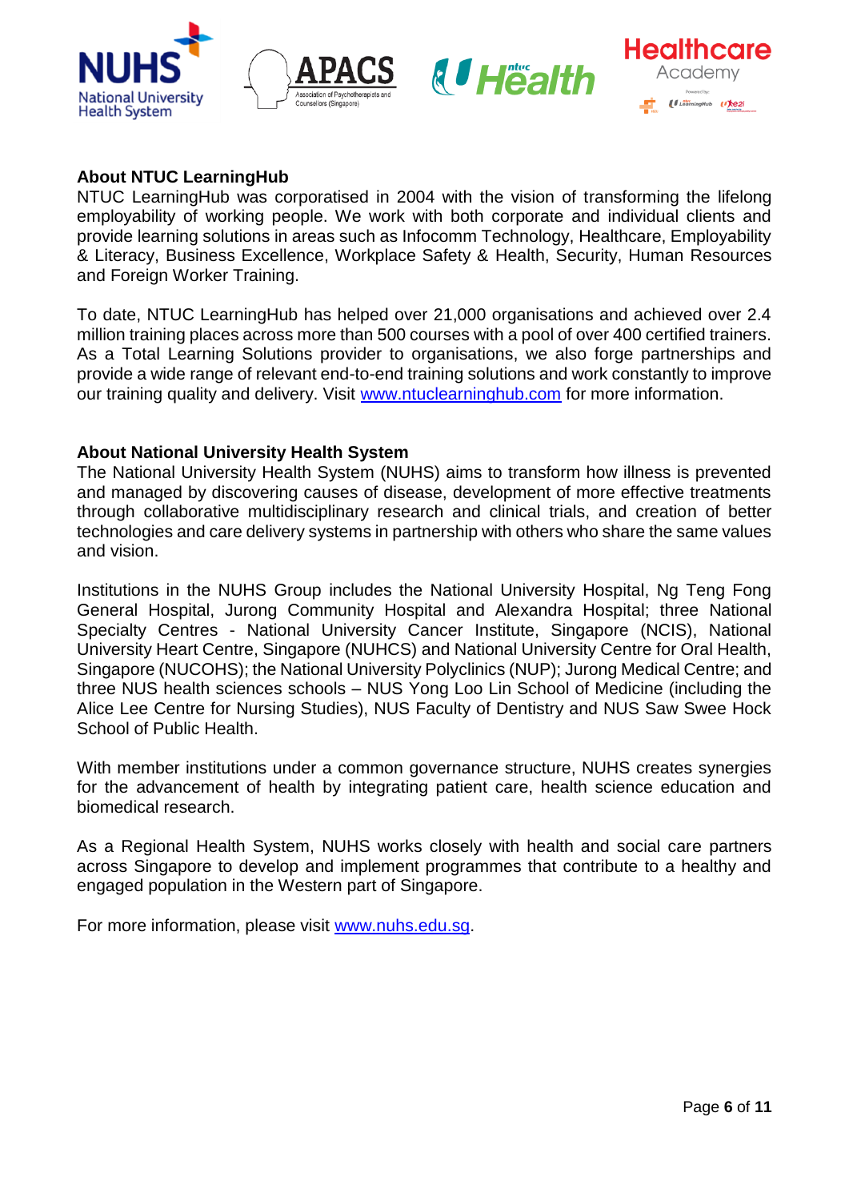## About NTUC LearningHub

NTUC LearningHub was corporatised in 2004 with the vision of transforming the lifelong employability of working people. We work with both corporate and individual clients and provide learning solutions in areas such as Infocomm Technology, Healthcare, Employability & Literacy, Business Excellence, Workplace Safety & Health, Security, Human Resources and Foreign Worker Training.

To date, NTUC LearningHub has helped over 21,000 organisations and achieved over 2.4 million training places across more than 500 courses with a pool of over 400 certified trainers. As a Total Learning Solutions provider to organisations, we also forge partnerships and provide a wide range of relevant end-to-end training solutions and work constantly to improve our training quality and delivery. Visit [www.ntuclearninghub.com](http://www.ntuclearninghub.com) for more information.

## About National University Health System

The National University Health System (NUHS) aims to transform how illness is prevented and managed by discovering causes of disease, development of more effective treatments through collaborative multidisciplinary research and clinical trials, and creation of better technologies and care delivery systems in partnership with others who share the same values and vision.

Institutions in the NUHS Group includes the National University Hospital, Ng Teng Fong General Hospital, Jurong Community Hospital and Alexandra Hospital; three National Specialty Centres - National University Cancer Institute, Singapore (NCIS), National University Heart Centre, Singapore (NUHCS) and National University Centre for Oral Health, Singapore (NUCOHS); the National University Polyclinics (NUP); Jurong Medical Centre; and three NUS health sciences schools – NUS Yong Loo Lin School of Medicine (including the Alice Lee Centre for Nursing Studies), NUS Faculty of Dentistry and NUS Saw Swee Hock School of Public Health.

With member institutions under a common governance structure, NUHS creates synergies for the advancement of health by integrating patient care, health science education and biomedical research.

As a Regional Health System, NUHS works closely with health and social care partners across Singapore to develop and implement programmes that contribute to a healthy and engaged population in the Western part of Singapore.

For more information, please visit [www.nuhs.edu.sg](http://www.nuhs.edu.sg).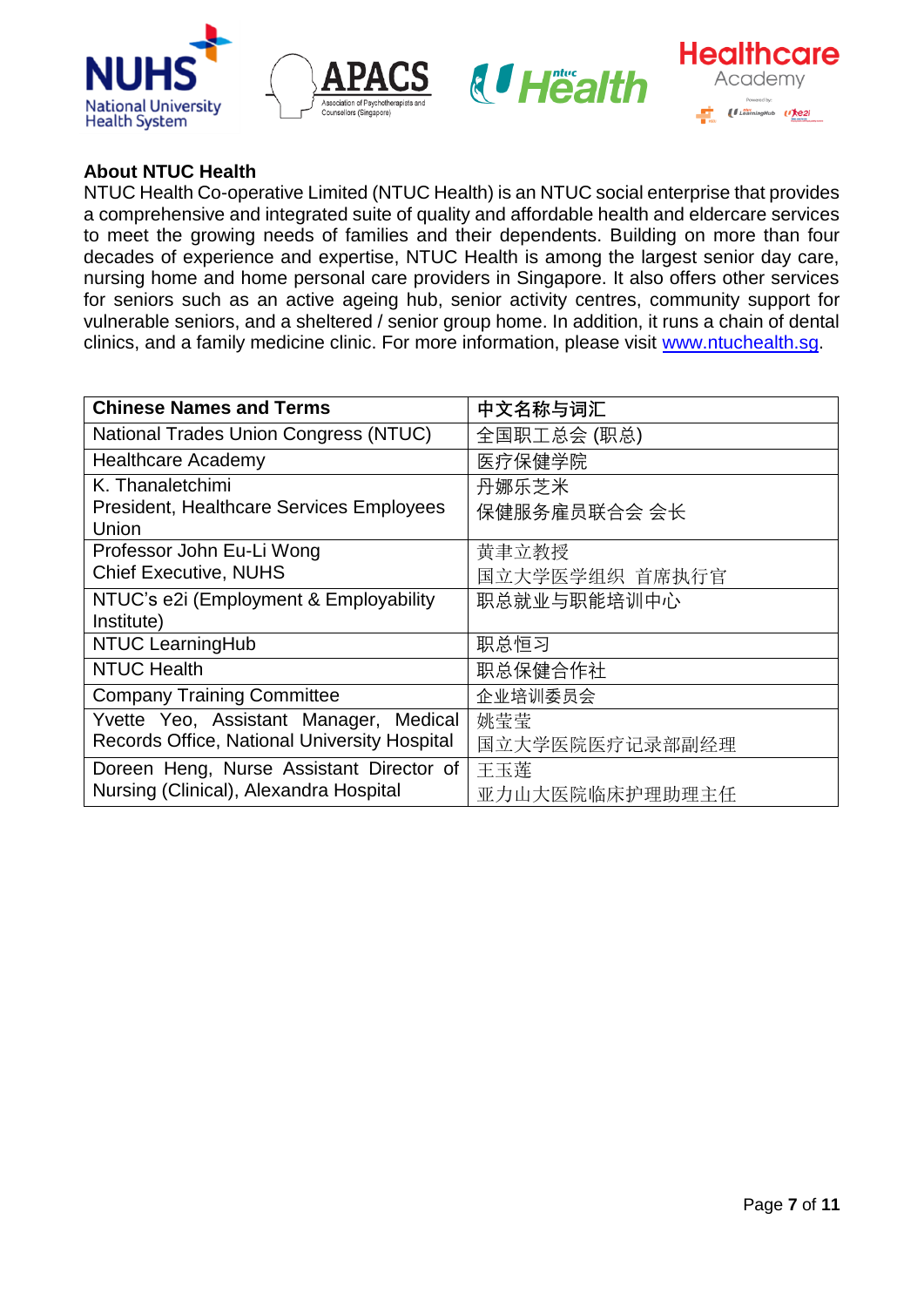**About NTUC Health**

NTUC Health Co-operative Limited (NTUC Health) is an NTUC social enterprise that provides a comprehensive and integrated suite of quality and affordable health and eldercare services to meet the growing needs of families and their dependents. Building on more than four decades of experience and expertise, NTUC Health is among the largest senior day care, nursing home and home personal care providers in Singapore. It also offers other services for seniors such as an active ageing hub, senior activity centres, community support for vulnerable seniors, and a sheltered / senior group home. In addition, it runs a chain of dental clinics, and a family medicine clinic. For more information, please visit www.ntuchealth.sg.

| Chinese Names and Terms | 中文名称与词汇 |
|---|---|
| National Trades Union Congress (NTUC) | 全国职工总会 (职总) |
| Healthcare Academy | 医疗保健学院 |
| K. Thanaletchimi<br>President, Healthcare Services Employees Union | 丹娜乐芝米<br>保健服务雇员联合会 会长 |
| Professor John Eu-Li Wong<br>Chief Executive, NUHS | 黄聿立教授<br>国立大学医学组织 首席执行官 |
| NTUC's e2i (Employment & Employability Institute) | 职总就业与职能培训中心 |
| NTUC LearningHub | 职总恒习 |
| NTUC Health | 职总保健合作社 |
| Company Training Committee | 企业培训委员会 |
| Yvette Yeo, Assistant Manager, Medical Records Office, National University Hospital | 姚莹莹<br>国立大学医院医疗记录部副经理 |
| Doreen Heng, Nurse Assistant Director of Nursing (Clinical), Alexandra Hospital | 王玉莲<br>亚力山大医院临床护理助理主任 |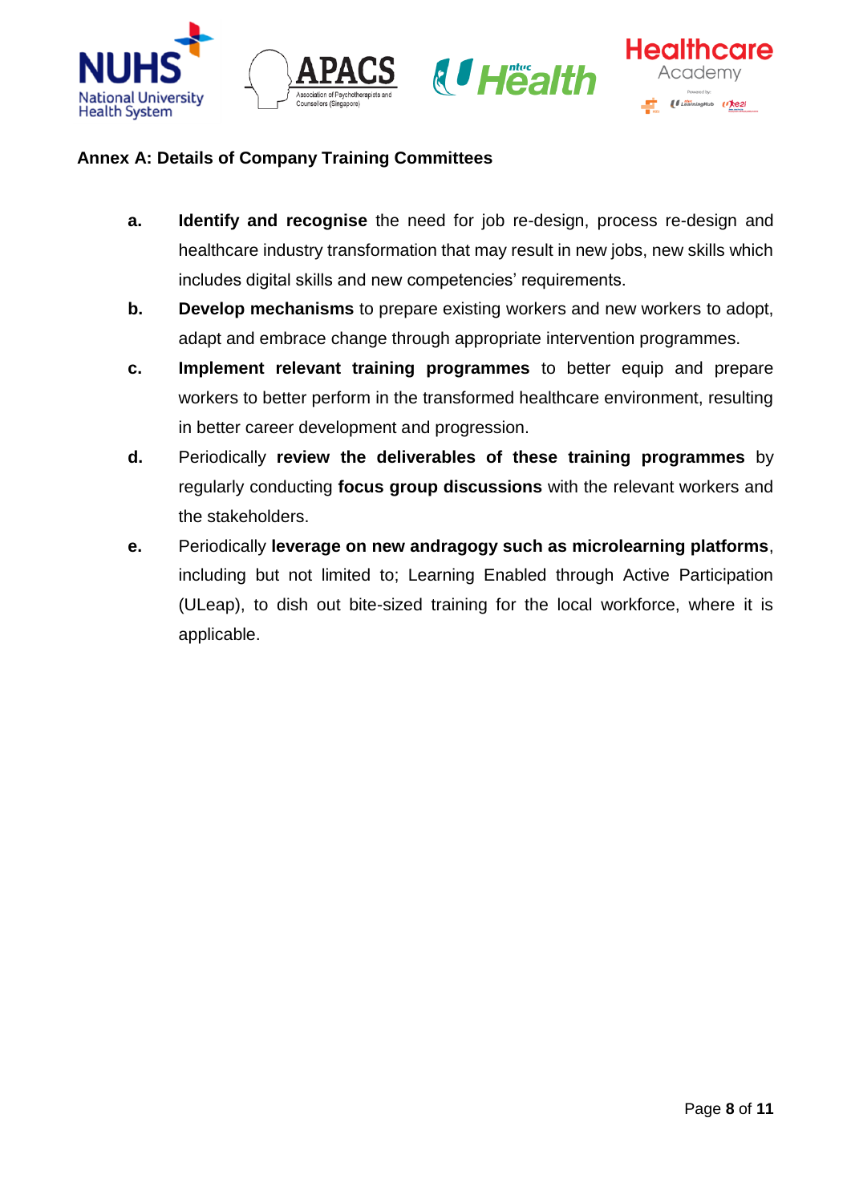**Annex A: Details of Company Training Committees**

- **a.** **Identify and recognise** the need for job re-design, process re-design and healthcare industry transformation that may result in new jobs, new skills which includes digital skills and new competencies' requirements.
- **b.** **Develop mechanisms** to prepare existing workers and new workers to adopt, adapt and embrace change through appropriate intervention programmes.
- **c.** **Implement relevant training programmes** to better equip and prepare workers to better perform in the transformed healthcare environment, resulting in better career development and progression.
- **d.** Periodically **review the deliverables of these training programmes** by regularly conducting **focus group discussions** with the relevant workers and the stakeholders.
- **e.** Periodically **leverage on new andragogy such as microlearning platforms**, including but not limited to; Learning Enabled through Active Participation (ULeap), to dish out bite-sized training for the local workforce, where it is applicable.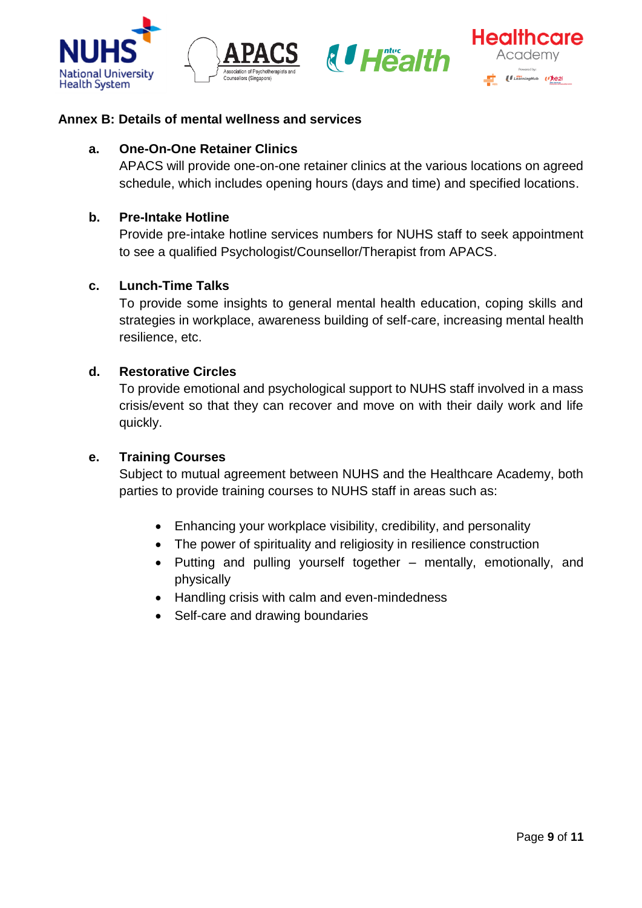## Annex B: Details of mental wellness and services

**a. One-On-One Retainer Clinics**

APACS will provide one-on-one retainer clinics at the various locations on agreed schedule, which includes opening hours (days and time) and specified locations.

**b. Pre-Intake Hotline**

Provide pre-intake hotline services numbers for NUHS staff to seek appointment to see a qualified Psychologist/Counsellor/Therapist from APACS.

**c. Lunch-Time Talks**

To provide some insights to general mental health education, coping skills and strategies in workplace, awareness building of self-care, increasing mental health resilience, etc.

**d. Restorative Circles**

To provide emotional and psychological support to NUHS staff involved in a mass crisis/event so that they can recover and move on with their daily work and life quickly.

**e. Training Courses**

Subject to mutual agreement between NUHS and the Healthcare Academy, both parties to provide training courses to NUHS staff in areas such as:

- Enhancing your workplace visibility, credibility, and personality
- The power of spirituality and religiosity in resilience construction
- Putting and pulling yourself together – mentally, emotionally, and physically
- Handling crisis with calm and even-mindedness
- Self-care and drawing boundaries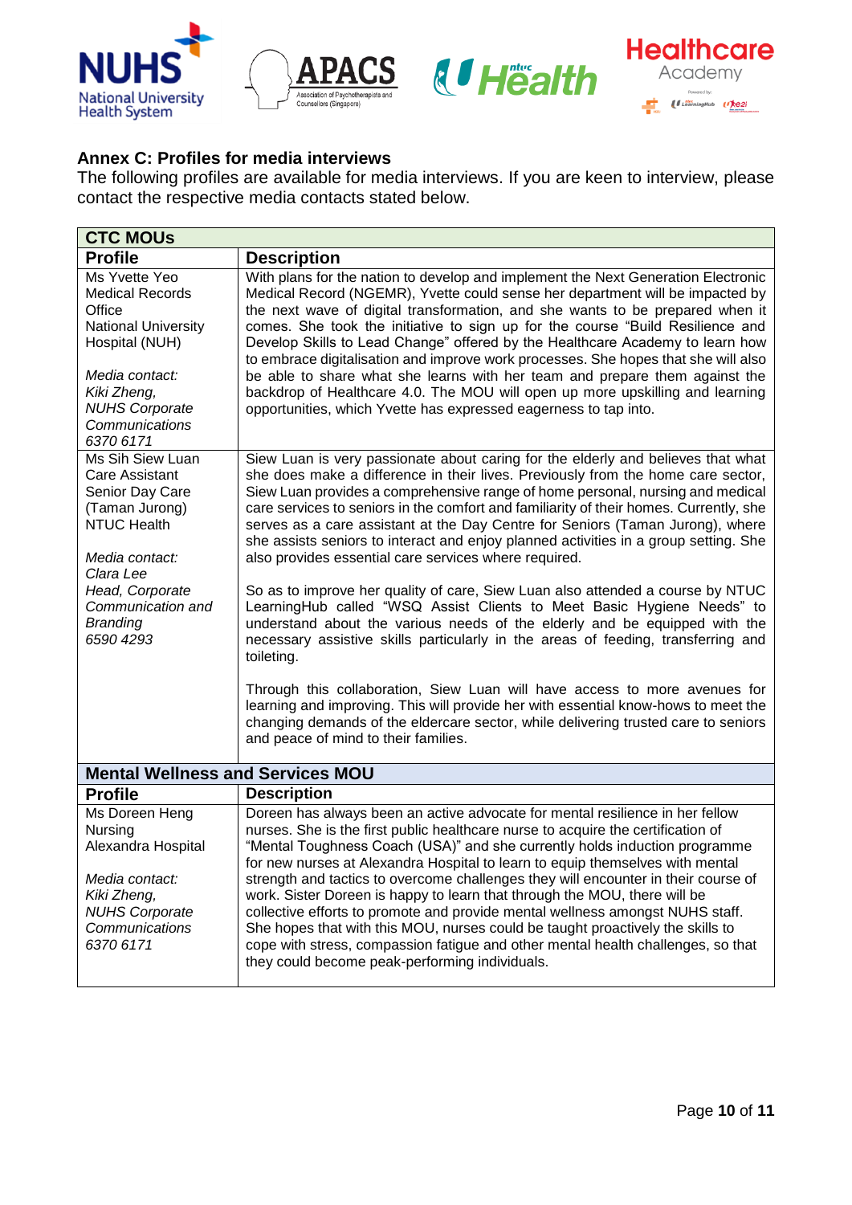## Annex C: Profiles for media interviews

The following profiles are available for media interviews. If you are keen to interview, please contact the respective media contacts stated below.

| CTC MOUs | |
|---|---|
| **Profile** | **Description** |
| Ms Yvette Yeo<br>Medical Records Office<br>National University Hospital (NUH)<br><br>*Media contact:*<br>*Kiki Zheng,*<br>*NUHS Corporate Communications*<br>*6370 6171* | With plans for the nation to develop and implement the Next Generation Electronic Medical Record (NGEMR), Yvette could sense her department will be impacted by the next wave of digital transformation, and she wants to be prepared when it comes. She took the initiative to sign up for the course "Build Resilience and Develop Skills to Lead Change" offered by the Healthcare Academy to learn how to embrace digitalisation and improve work processes. She hopes that she will also be able to share what she learns with her team and prepare them against the backdrop of Healthcare 4.0. The MOU will open up more upskilling and learning opportunities, which Yvette has expressed eagerness to tap into. |
| Ms Sih Siew Luan<br>Care Assistant<br>Senior Day Care (Taman Jurong)<br>NTUC Health<br><br>*Media contact:*<br>*Clara Lee*<br>*Head, Corporate Communication and Branding*<br>*6590 4293* | Siew Luan is very passionate about caring for the elderly and believes that what she does make a difference in their lives. Previously from the home care sector, Siew Luan provides a comprehensive range of home personal, nursing and medical care services to seniors in the comfort and familiarity of their homes. Currently, she serves as a care assistant at the Day Centre for Seniors (Taman Jurong), where she assists seniors to interact and enjoy planned activities in a group setting. She also provides essential care services where required.<br><br>So as to improve her quality of care, Siew Luan also attended a course by NTUC LearningHub called "WSQ Assist Clients to Meet Basic Hygiene Needs" to understand about the various needs of the elderly and be equipped with the necessary assistive skills particularly in the areas of feeding, transferring and toileting.<br><br>Through this collaboration, Siew Luan will have access to more avenues for learning and improving. This will provide her with essential know-hows to meet the changing demands of the eldercare sector, while delivering trusted care to seniors and peace of mind to their families. |
| **Mental Wellness and Services MOU** | |
| **Profile** | **Description** |
| Ms Doreen Heng<br>Nursing<br>Alexandra Hospital<br><br>*Media contact:*<br>*Kiki Zheng,*<br>*NUHS Corporate Communications*<br>*6370 6171* | Doreen has always been an active advocate for mental resilience in her fellow nurses. She is the first public healthcare nurse to acquire the certification of "Mental Toughness Coach (USA)" and she currently holds induction programme for new nurses at Alexandra Hospital to learn to equip themselves with mental strength and tactics to overcome challenges they will encounter in their course of work. Sister Doreen is happy to learn that through the MOU, there will be collective efforts to promote and provide mental wellness amongst NUHS staff. She hopes that with this MOU, nurses could be taught proactively the skills to cope with stress, compassion fatigue and other mental health challenges, so that they could become peak-performing individuals. |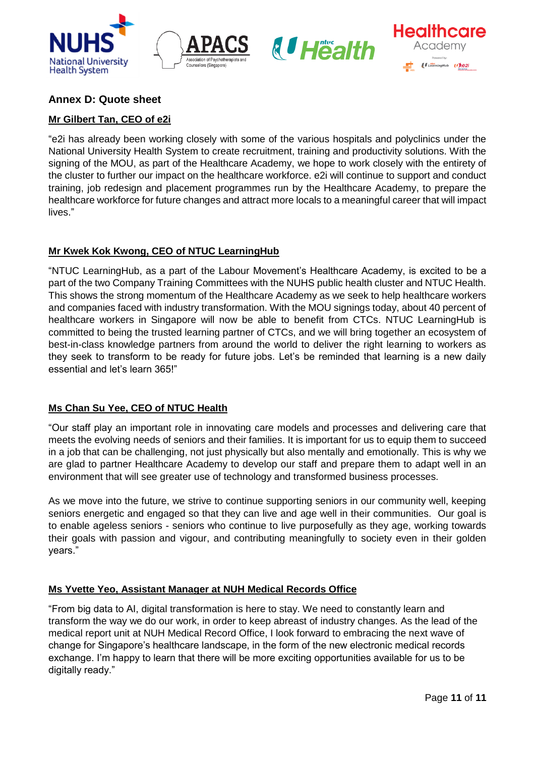## Annex D: Quote sheet

**Mr Gilbert Tan, CEO of e2i**

"e2i has already been working closely with some of the various hospitals and polyclinics under the National University Health System to create recruitment, training and productivity solutions. With the signing of the MOU, as part of the Healthcare Academy, we hope to work closely with the entirety of the cluster to further our impact on the healthcare workforce. e2i will continue to support and conduct training, job redesign and placement programmes run by the Healthcare Academy, to prepare the healthcare workforce for future changes and attract more locals to a meaningful career that will impact lives."

**Mr Kwek Kok Kwong, CEO of NTUC LearningHub**

"NTUC LearningHub, as a part of the Labour Movement's Healthcare Academy, is excited to be a part of the two Company Training Committees with the NUHS public health cluster and NTUC Health. This shows the strong momentum of the Healthcare Academy as we seek to help healthcare workers and companies faced with industry transformation. With the MOU signings today, about 40 percent of healthcare workers in Singapore will now be able to benefit from CTCs. NTUC LearningHub is committed to being the trusted learning partner of CTCs, and we will bring together an ecosystem of best-in-class knowledge partners from around the world to deliver the right learning to workers as they seek to transform to be ready for future jobs. Let's be reminded that learning is a new daily essential and let's learn 365!"

**Ms Chan Su Yee, CEO of NTUC Health**

"Our staff play an important role in innovating care models and processes and delivering care that meets the evolving needs of seniors and their families. It is important for us to equip them to succeed in a job that can be challenging, not just physically but also mentally and emotionally. This is why we are glad to partner Healthcare Academy to develop our staff and prepare them to adapt well in an environment that will see greater use of technology and transformed business processes.

As we move into the future, we strive to continue supporting seniors in our community well, keeping seniors energetic and engaged so that they can live and age well in their communities. Our goal is to enable ageless seniors - seniors who continue to live purposefully as they age, working towards their goals with passion and vigour, and contributing meaningfully to society even in their golden years."

**Ms Yvette Yeo, Assistant Manager at NUH Medical Records Office**

"From big data to AI, digital transformation is here to stay. We need to constantly learn and transform the way we do our work, in order to keep abreast of industry changes. As the lead of the medical report unit at NUH Medical Record Office, I look forward to embracing the next wave of change for Singapore's healthcare landscape, in the form of the new electronic medical records exchange. I'm happy to learn that there will be more exciting opportunities available for us to be digitally ready."